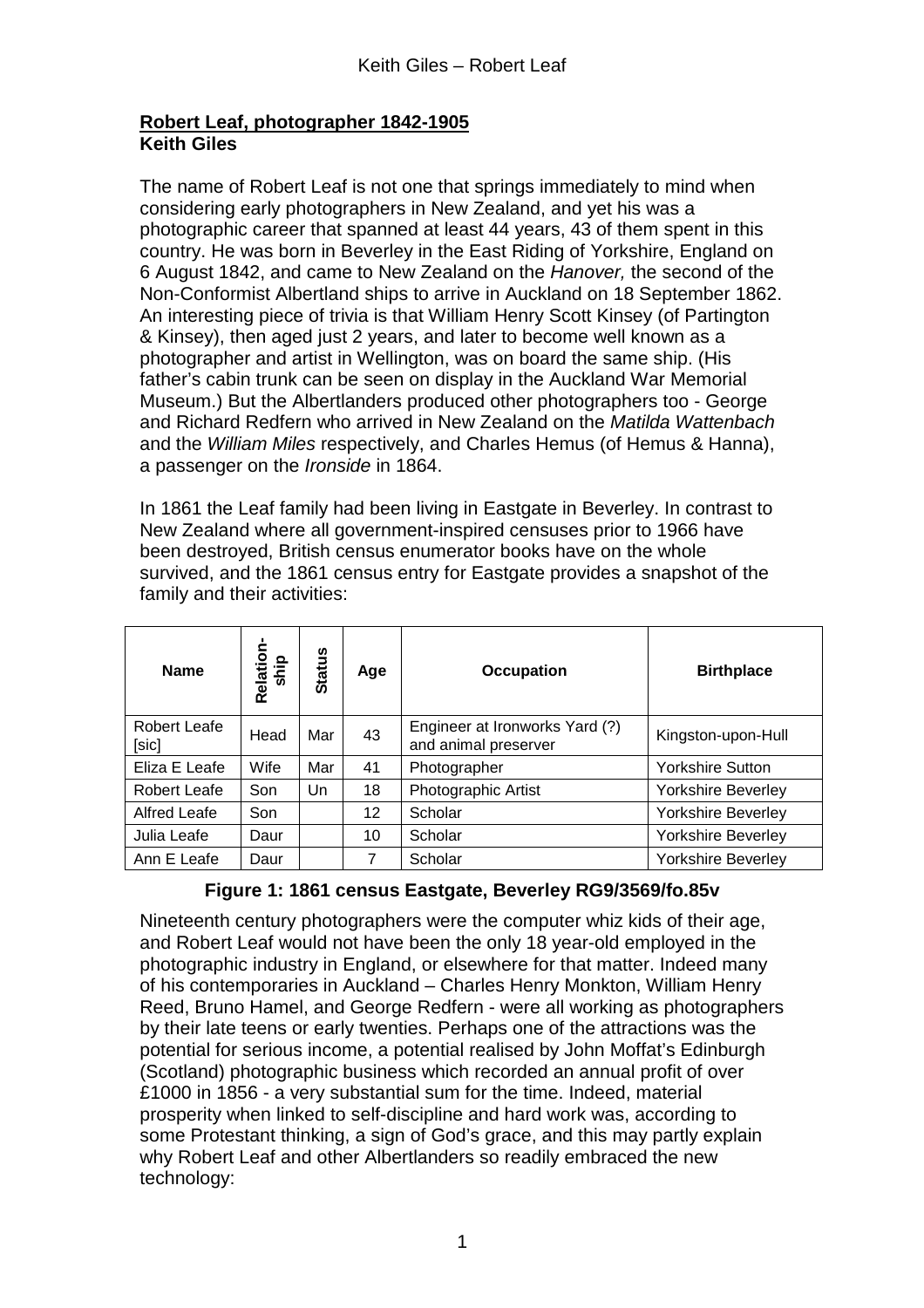**Robert Leaf, photographer 1842-1905**
**Keith Giles**

The name of Robert Leaf is not one that springs immediately to mind when considering early photographers in New Zealand, and yet his was a photographic career that spanned at least 44 years, 43 of them spent in this country. He was born in Beverley in the East Riding of Yorkshire, England on 6 August 1842, and came to New Zealand on the *Hanover,* the second of the Non-Conformist Albertland ships to arrive in Auckland on 18 September 1862. An interesting piece of trivia is that William Henry Scott Kinsey (of Partington & Kinsey), then aged just 2 years, and later to become well known as a photographer and artist in Wellington, was on board the same ship. (His father's cabin trunk can be seen on display in the Auckland War Memorial Museum.) But the Albertlanders produced other photographers too - George and Richard Redfern who arrived in New Zealand on the *Matilda Wattenbach* and the *William Miles* respectively, and Charles Hemus (of Hemus & Hanna), a passenger on the *Ironside* in 1864.

In 1861 the Leaf family had been living in Eastgate in Beverley. In contrast to New Zealand where all government-inspired censuses prior to 1966 have been destroyed, British census enumerator books have on the whole survived, and the 1861 census entry for Eastgate provides a snapshot of the family and their activities:

| Name | Relation-ship | Status | Age | Occupation | Birthplace |
|---|---|---|---|---|---|
| Robert Leafe [sic] | Head | Mar | 43 | Engineer at Ironworks Yard (?) and animal preserver | Kingston-upon-Hull |
| Eliza E Leafe | Wife | Mar | 41 | Photographer | Yorkshire Sutton |
| Robert Leafe | Son | Un | 18 | Photographic Artist | Yorkshire Beverley |
| Alfred Leafe | Son | | 12 | Scholar | Yorkshire Beverley |
| Julia Leafe | Daur | | 10 | Scholar | Yorkshire Beverley |
| Ann E Leafe | Daur | | 7 | Scholar | Yorkshire Beverley |

**Figure 1: 1861 census Eastgate, Beverley RG9/3569/fo.85v**

Nineteenth century photographers were the computer whiz kids of their age, and Robert Leaf would not have been the only 18 year-old employed in the photographic industry in England, or elsewhere for that matter. Indeed many of his contemporaries in Auckland – Charles Henry Monkton, William Henry Reed, Bruno Hamel, and George Redfern - were all working as photographers by their late teens or early twenties. Perhaps one of the attractions was the potential for serious income, a potential realised by John Moffat's Edinburgh (Scotland) photographic business which recorded an annual profit of over £1000 in 1856 - a very substantial sum for the time. Indeed, material prosperity when linked to self-discipline and hard work was, according to some Protestant thinking, a sign of God's grace, and this may partly explain why Robert Leaf and other Albertlanders so readily embraced the new technology: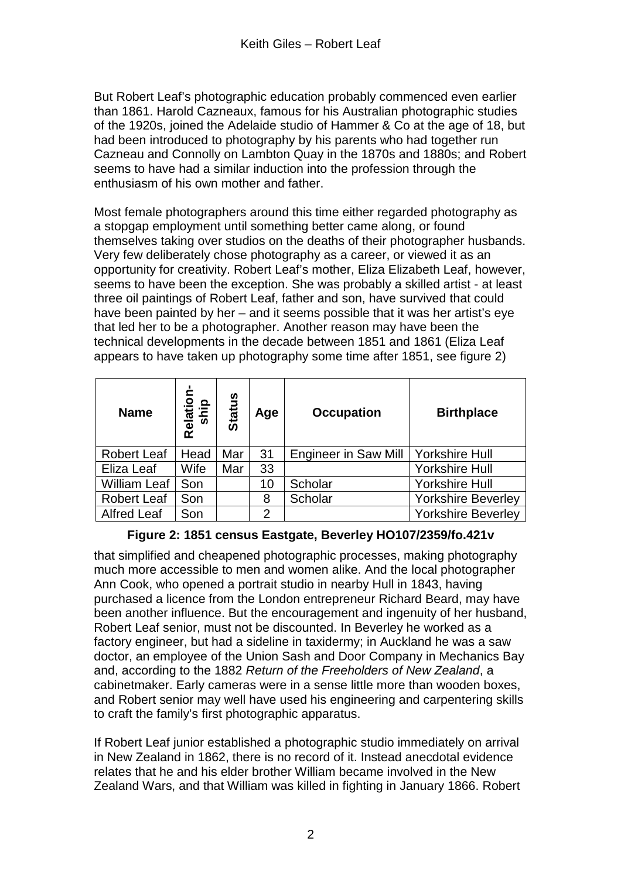But Robert Leaf's photographic education probably commenced even earlier than 1861. Harold Cazneaux, famous for his Australian photographic studies of the 1920s, joined the Adelaide studio of Hammer & Co at the age of 18, but had been introduced to photography by his parents who had together run Cazneau and Connolly on Lambton Quay in the 1870s and 1880s; and Robert seems to have had a similar induction into the profession through the enthusiasm of his own mother and father.

Most female photographers around this time either regarded photography as a stopgap employment until something better came along, or found themselves taking over studios on the deaths of their photographer husbands. Very few deliberately chose photography as a career, or viewed it as an opportunity for creativity. Robert Leaf's mother, Eliza Elizabeth Leaf, however, seems to have been the exception. She was probably a skilled artist - at least three oil paintings of Robert Leaf, father and son, have survived that could have been painted by her – and it seems possible that it was her artist's eye that led her to be a photographer. Another reason may have been the technical developments in the decade between 1851 and 1861 (Eliza Leaf appears to have taken up photography some time after 1851, see figure 2)

| Name | Relation-ship | Status | Age | Occupation | Birthplace |
|---|---|---|---|---|---|
| Robert Leaf | Head | Mar | 31 | Engineer in Saw Mill | Yorkshire Hull |
| Eliza Leaf | Wife | Mar | 33 | | Yorkshire Hull |
| William Leaf | Son | | 10 | Scholar | Yorkshire Hull |
| Robert Leaf | Son | | 8 | Scholar | Yorkshire Beverley |
| Alfred Leaf | Son | | 2 | | Yorkshire Beverley |

**Figure 2: 1851 census Eastgate, Beverley HO107/2359/fo.421v**

that simplified and cheapened photographic processes, making photography much more accessible to men and women alike. And the local photographer Ann Cook, who opened a portrait studio in nearby Hull in 1843, having purchased a licence from the London entrepreneur Richard Beard, may have been another influence. But the encouragement and ingenuity of her husband, Robert Leaf senior, must not be discounted. In Beverley he worked as a factory engineer, but had a sideline in taxidermy; in Auckland he was a saw doctor, an employee of the Union Sash and Door Company in Mechanics Bay and, according to the 1882 *Return of the Freeholders of New Zealand*, a cabinetmaker. Early cameras were in a sense little more than wooden boxes, and Robert senior may well have used his engineering and carpentering skills to craft the family's first photographic apparatus.

If Robert Leaf junior established a photographic studio immediately on arrival in New Zealand in 1862, there is no record of it. Instead anecdotal evidence relates that he and his elder brother William became involved in the New Zealand Wars, and that William was killed in fighting in January 1866. Robert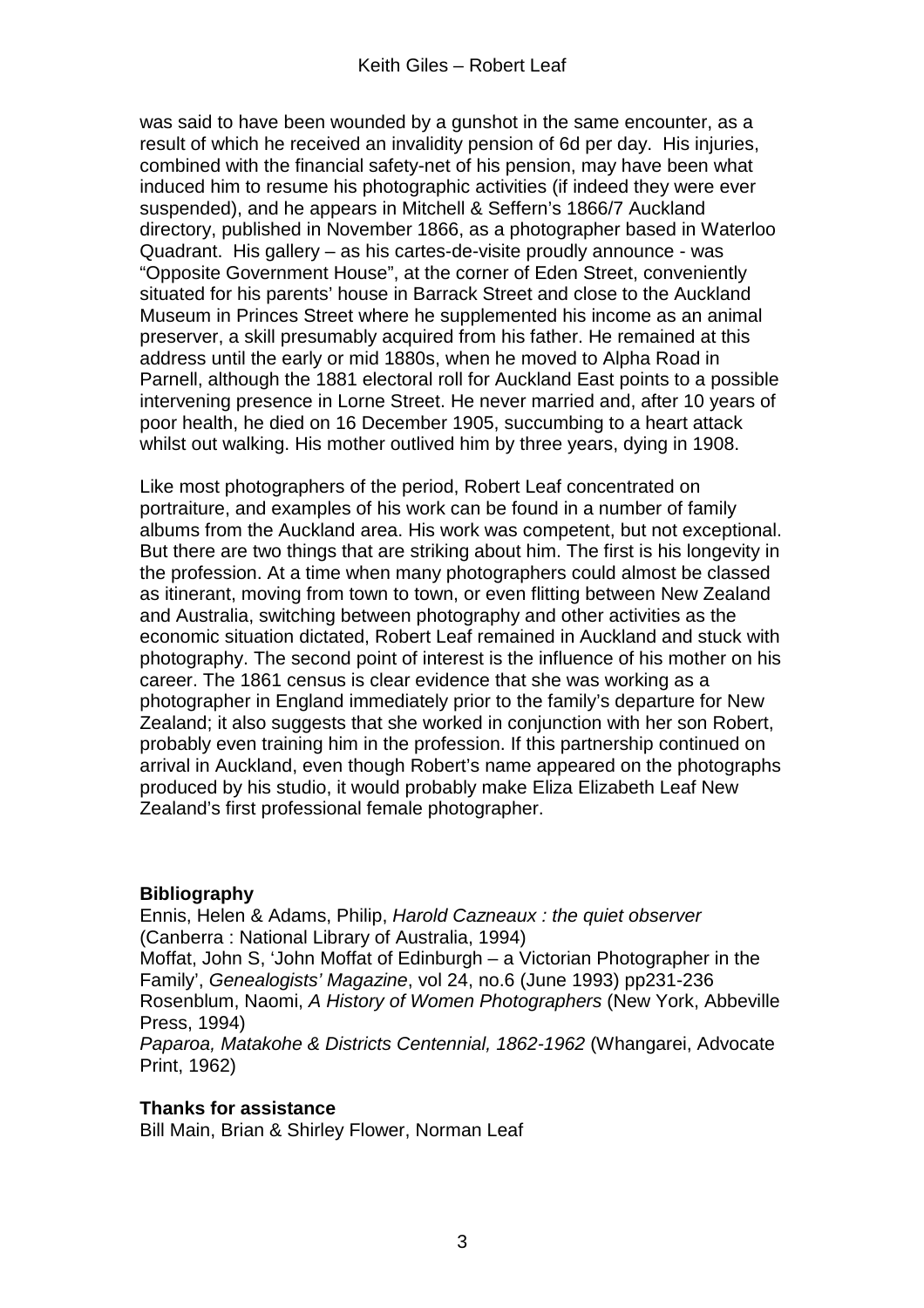was said to have been wounded by a gunshot in the same encounter, as a result of which he received an invalidity pension of 6d per day. His injuries, combined with the financial safety-net of his pension, may have been what induced him to resume his photographic activities (if indeed they were ever suspended), and he appears in Mitchell & Seffern's 1866/7 Auckland directory, published in November 1866, as a photographer based in Waterloo Quadrant. His gallery – as his cartes-de-visite proudly announce - was "Opposite Government House", at the corner of Eden Street, conveniently situated for his parents' house in Barrack Street and close to the Auckland Museum in Princes Street where he supplemented his income as an animal preserver, a skill presumably acquired from his father. He remained at this address until the early or mid 1880s, when he moved to Alpha Road in Parnell, although the 1881 electoral roll for Auckland East points to a possible intervening presence in Lorne Street. He never married and, after 10 years of poor health, he died on 16 December 1905, succumbing to a heart attack whilst out walking. His mother outlived him by three years, dying in 1908.

Like most photographers of the period, Robert Leaf concentrated on portraiture, and examples of his work can be found in a number of family albums from the Auckland area. His work was competent, but not exceptional. But there are two things that are striking about him. The first is his longevity in the profession. At a time when many photographers could almost be classed as itinerant, moving from town to town, or even flitting between New Zealand and Australia, switching between photography and other activities as the economic situation dictated, Robert Leaf remained in Auckland and stuck with photography. The second point of interest is the influence of his mother on his career. The 1861 census is clear evidence that she was working as a photographer in England immediately prior to the family's departure for New Zealand; it also suggests that she worked in conjunction with her son Robert, probably even training him in the profession. If this partnership continued on arrival in Auckland, even though Robert's name appeared on the photographs produced by his studio, it would probably make Eliza Elizabeth Leaf New Zealand's first professional female photographer.

**Bibliography**

Ennis, Helen & Adams, Philip, *Harold Cazneaux : the quiet observer* (Canberra : National Library of Australia, 1994)

Moffat, John S, 'John Moffat of Edinburgh – a Victorian Photographer in the Family', *Genealogists' Magazine*, vol 24, no.6 (June 1993) pp231-236

Rosenblum, Naomi, *A History of Women Photographers* (New York, Abbeville Press, 1994)

*Paparoa, Matakohe & Districts Centennial, 1862-1962* (Whangarei, Advocate Print, 1962)

**Thanks for assistance**

Bill Main, Brian & Shirley Flower, Norman Leaf